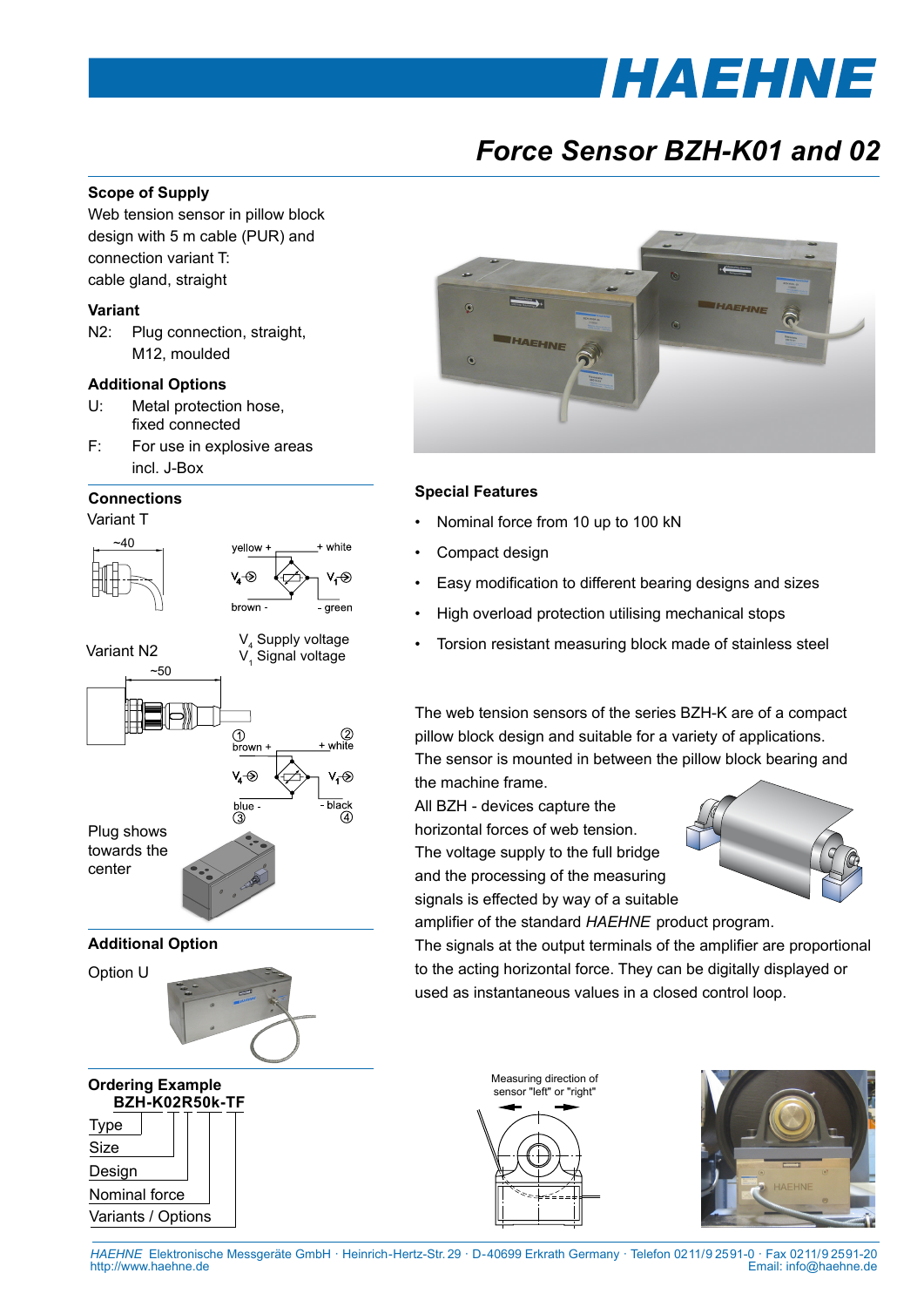# Force Sensor BZH-K01 and 02

## Scope of Supply

Web tension sensor in pillow block design with 5 m cable (PUR) and connection variant T: cable gland, straight

## Variant

N2: Plug connection, straight, M12, moulded

## Additional Options

U: Metal protection hose, fixed connected

F: For use in explosive areas incl. J-Box

## Connections

Variant T

~40

yellow + | + white

$V_4$ | $V_1$

brown - | - green

$V_4$ Supply voltage
$V_1$ Signal voltage

Variant N2

~50

① brown + | ② + white

$V_4$ | $V_1$

blue - ③ | - black ④

Plug shows towards the center

## Additional Option

Option U

## Ordering Example

**BZH-K02R50k-TF**

- Type
- Size
- Design
- Nominal force
- Variants / Options

## Special Features

- Nominal force from 10 up to 100 kN
- Compact design
- Easy modification to different bearing designs and sizes
- High overload protection utilising mechanical stops
- Torsion resistant measuring block made of stainless steel

The web tension sensors of the series BZH-K are of a compact pillow block design and suitable for a variety of applications. The sensor is mounted in between the pillow block bearing and the machine frame.

All BZH - devices capture the horizontal forces of web tension. The voltage supply to the full bridge and the processing of the measuring signals is effected by way of a suitable amplifier of the standard *HAEHNE* product program.

The signals at the output terminals of the amplifier are proportional to the acting horizontal force. They can be digitally displayed or used as instantaneous values in a closed control loop.

Measuring direction of sensor "left" or "right"

*HAEHNE* Elektronische Messgeräte GmbH · Heinrich-Hertz-Str. 29 · D-40699 Erkrath Germany · Telefon 0211/9 2591-0 · Fax 0211/9 2591-20
http://www.haehne.de Email: info@haehne.de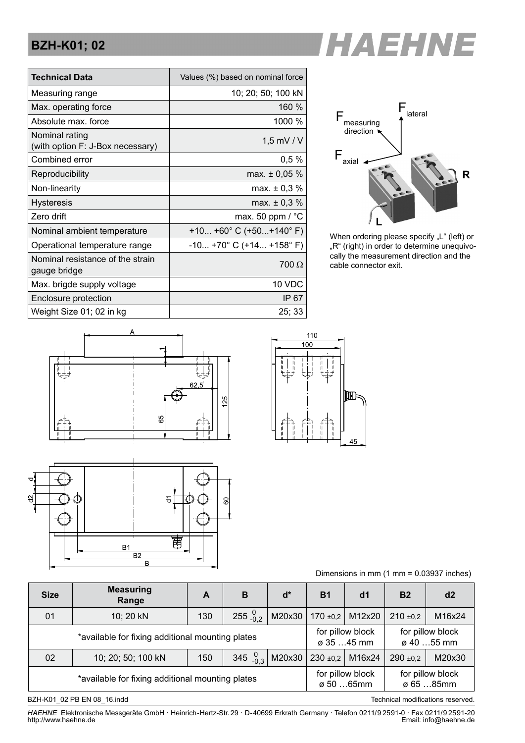# BZH-K01; 02

HAEHNE

| Technical Data | Values (%) based on nominal force |
| --- | --- |
| Measuring range | 10; 20; 50; 100 kN |
| Max. operating force | 160 % |
| Absolute max. force | 1000 % |
| Nominal rating (with option F: J-Box necessary) | 1,5 mV / V |
| Combined error | 0,5 % |
| Reproducibility | max. ± 0,05 % |
| Non-linearity | max. ± 0,3 % |
| Hysteresis | max. ± 0,3 % |
| Zero drift | max. 50 ppm / °C |
| Nominal ambient temperature | +10... +60° C (+50...+140° F) |
| Operational temperature range | -10... +70° C (+14... +158° F) |
| Nominal resistance of the strain gauge bridge | 700 Ω |
| Max. brigde supply voltage | 10 VDC |
| Enclosure protection | IP 67 |
| Weight Size 01; 02 in kg | 25; 33 |

$F_{lateral}$

$F_{measuring\ direction}$

$F_{axial}$

R

L

When ordering please specify „L“ (left) or „R“ (right) in order to determine unequivocally the measurement direction and the cable connector exit.

A
1
62,5
65
125
110
100
45
d
d2
d1
60
B1
B2
B

Dimensions in mm (1 mm = 0.03937 inches)

| Size | Measuring Range | A | B | d* | B1 | d1 | B2 | d2 |
| --- | --- | --- | --- | --- | --- | --- | --- | --- |
| 01 | 10; 20 kN | 130 | 255 $^{0}_{-0,2}$ | M20x30 | 170 ±0,2 | M12x20 | 210 ±0,2 | M16x24 |
| *available for fixing additional mounting plates | | | | | for pillow block ø 35 …45 mm | | for pillow block ø 40 …55 mm | |
| 02 | 10; 20; 50; 100 kN | 150 | 345 $^{0}_{-0,3}$ | M20x30 | 230 ±0,2 | M16x24 | 290 ±0,2 | M20x30 |
| *available for fixing additional mounting plates | | | | | for pillow block ø 50 …65mm | | for pillow block ø 65 …85mm | |

BZH-K01_02 PB EN 08_16.indd

Technical modifications reserved.

*HAEHNE* Elektronische Messgeräte GmbH · Heinrich-Hertz-Str. 29 · D-40699 Erkrath Germany · Telefon 0211/9 2591-0 · Fax 0211/9 2591-20
http://www.haehne.de
Email: info@haehne.de